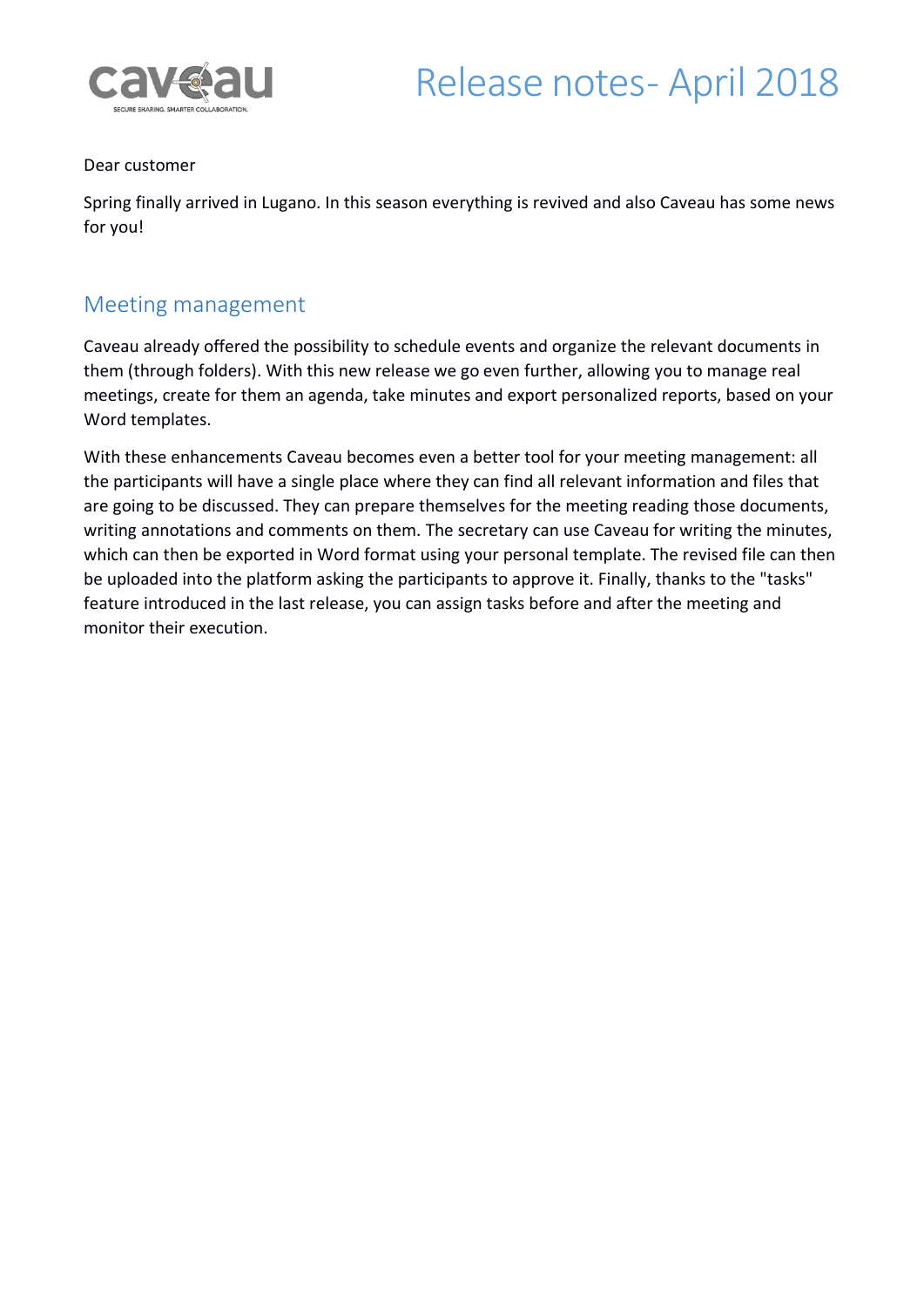# Release notes- April 2018

Dear customer

Spring finally arrived in Lugano. In this season everything is revived and also Caveau has some news for you!

## Meeting management

Caveau already offered the possibility to schedule events and organize the relevant documents in them (through folders). With this new release we go even further, allowing you to manage real meetings, create for them an agenda, take minutes and export personalized reports, based on your Word templates.

With these enhancements Caveau becomes even a better tool for your meeting management: all the participants will have a single place where they can find all relevant information and files that are going to be discussed. They can prepare themselves for the meeting reading those documents, writing annotations and comments on them. The secretary can use Caveau for writing the minutes, which can then be exported in Word format using your personal template. The revised file can then be uploaded into the platform asking the participants to approve it. Finally, thanks to the "tasks" feature introduced in the last release, you can assign tasks before and after the meeting and monitor their execution.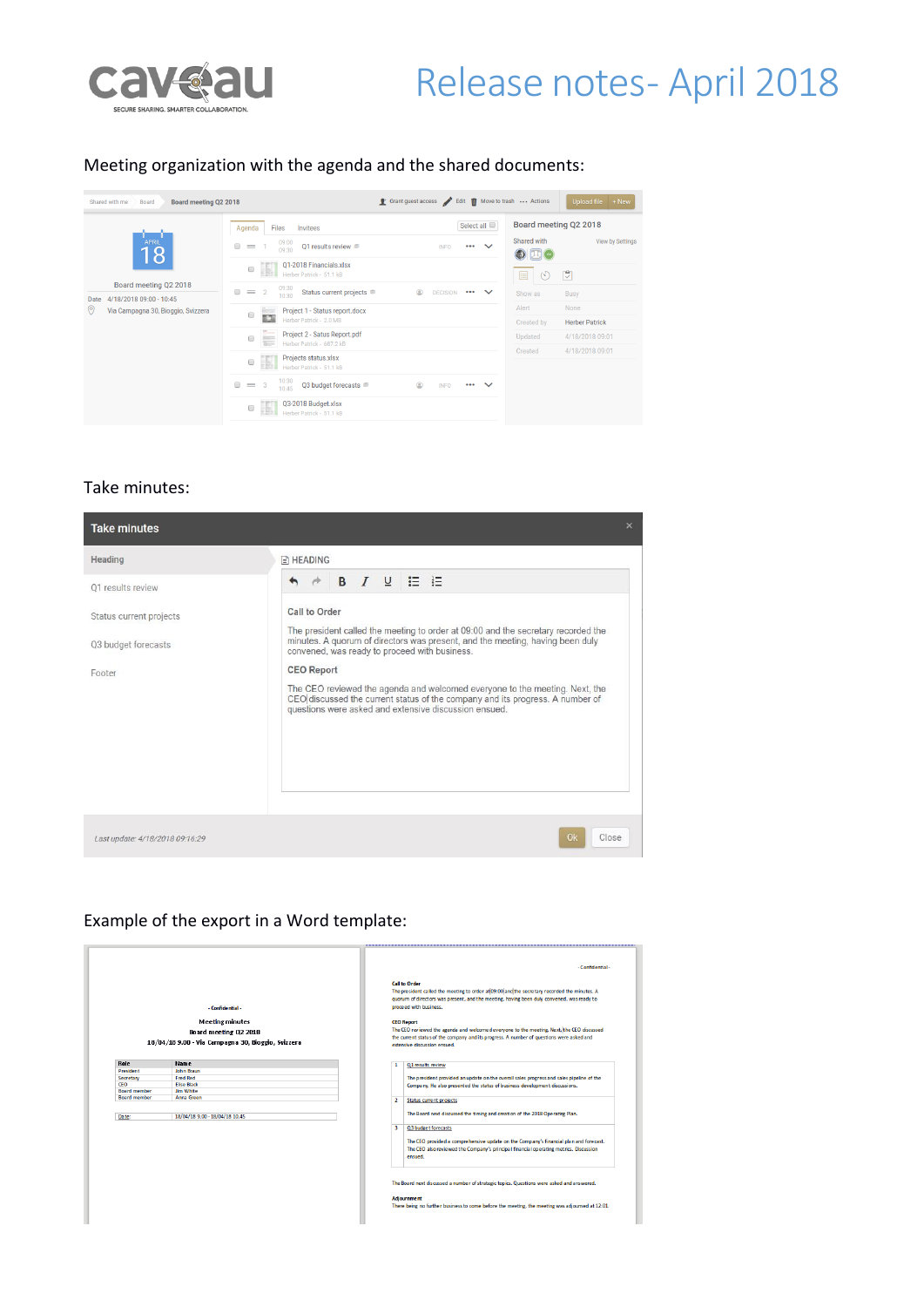# Release notes- April 2018

Meeting organization with the agenda and the shared documents:

Take minutes:

Example of the export in a Word template: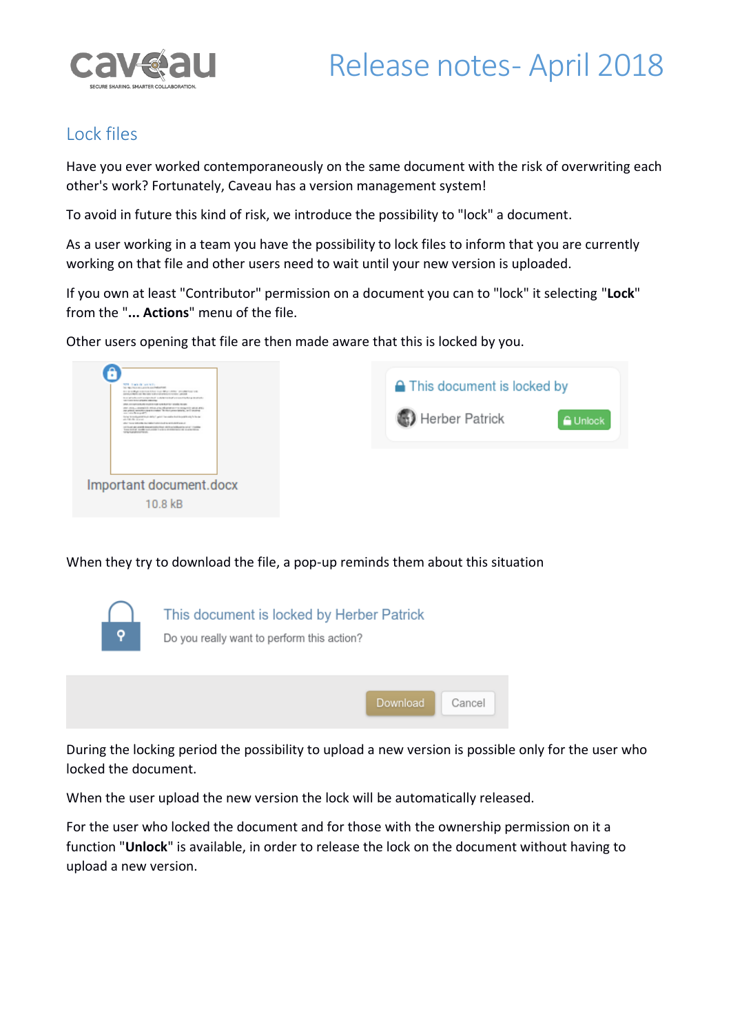# Release notes- April 2018

## Lock files

Have you ever worked contemporaneously on the same document with the risk of overwriting each other's work? Fortunately, Caveau has a version management system!

To avoid in future this kind of risk, we introduce the possibility to "lock" a document.

As a user working in a team you have the possibility to lock files to inform that you are currently working on that file and other users need to wait until your new version is uploaded.

If you own at least "Contributor" permission on a document you can to "lock" it selecting "**Lock**" from the "**... Actions**" menu of the file.

Other users opening that file are then made aware that this is locked by you.

When they try to download the file, a pop-up reminds them about this situation

During the locking period the possibility to upload a new version is possible only for the user who locked the document.

When the user upload the new version the lock will be automatically released.

For the user who locked the document and for those with the ownership permission on it a function "**Unlock**" is available, in order to release the lock on the document without having to upload a new version.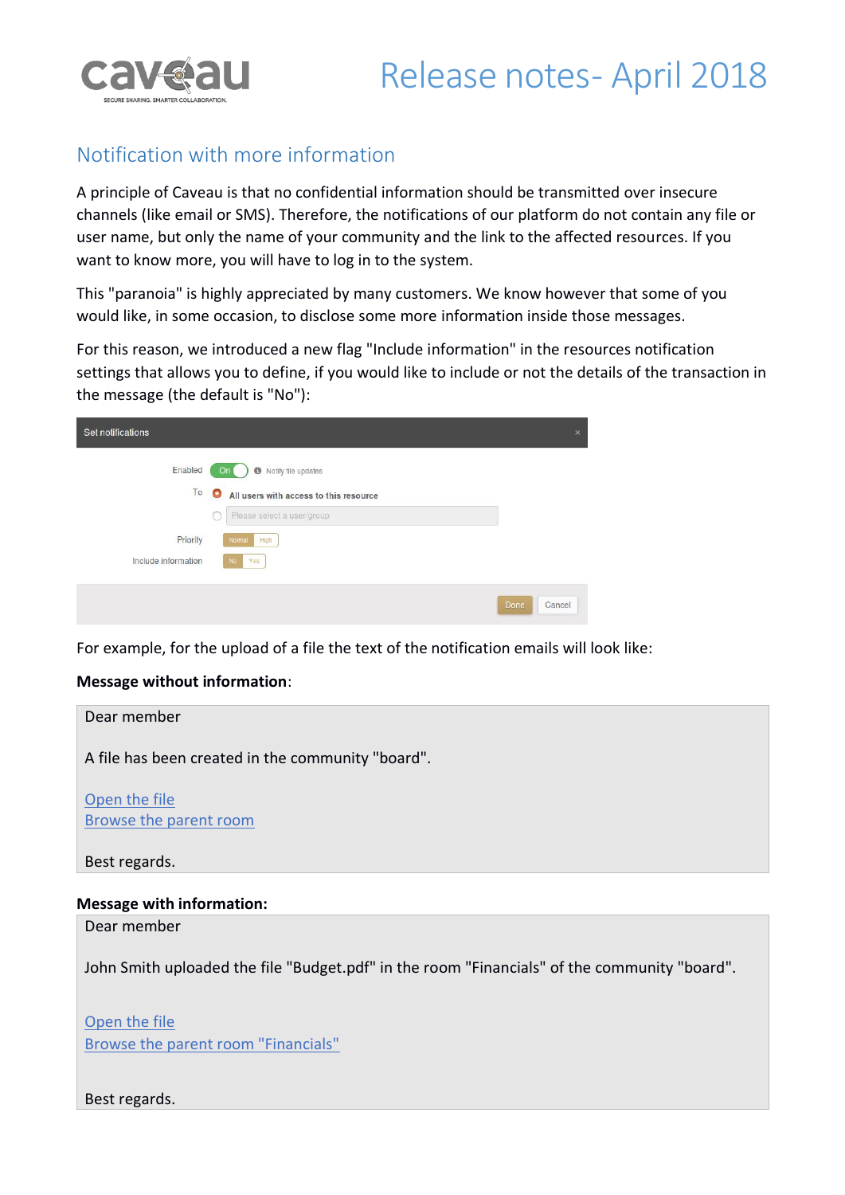# Release notes- April 2018

## Notification with more information

A principle of Caveau is that no confidential information should be transmitted over insecure channels (like email or SMS). Therefore, the notifications of our platform do not contain any file or user name, but only the name of your community and the link to the affected resources. If you want to know more, you will have to log in to the system.

This "paranoia" is highly appreciated by many customers. We know however that some of you would like, in some occasion, to disclose some more information inside those messages.

For this reason, we introduced a new flag "Include information" in the resources notification settings that allows you to define, if you would like to include or not the details of the transaction in the message (the default is "No"):

Set notifications

Enabled: On — Notify file updates

To: All users with access to this resource / Please select a user/group

Priority: Normal | High

Include information: No | Yes

Done | Cancel

For example, for the upload of a file the text of the notification emails will look like:

**Message without information**:

> Dear member
>
> A file has been created in the community "board".
>
> Open the file
> Browse the parent room
>
> Best regards.

**Message with information:**

> Dear member
>
> John Smith uploaded the file "Budget.pdf" in the room "Financials" of the community "board".
>
> Open the file
> Browse the parent room "Financials"
>
> Best regards.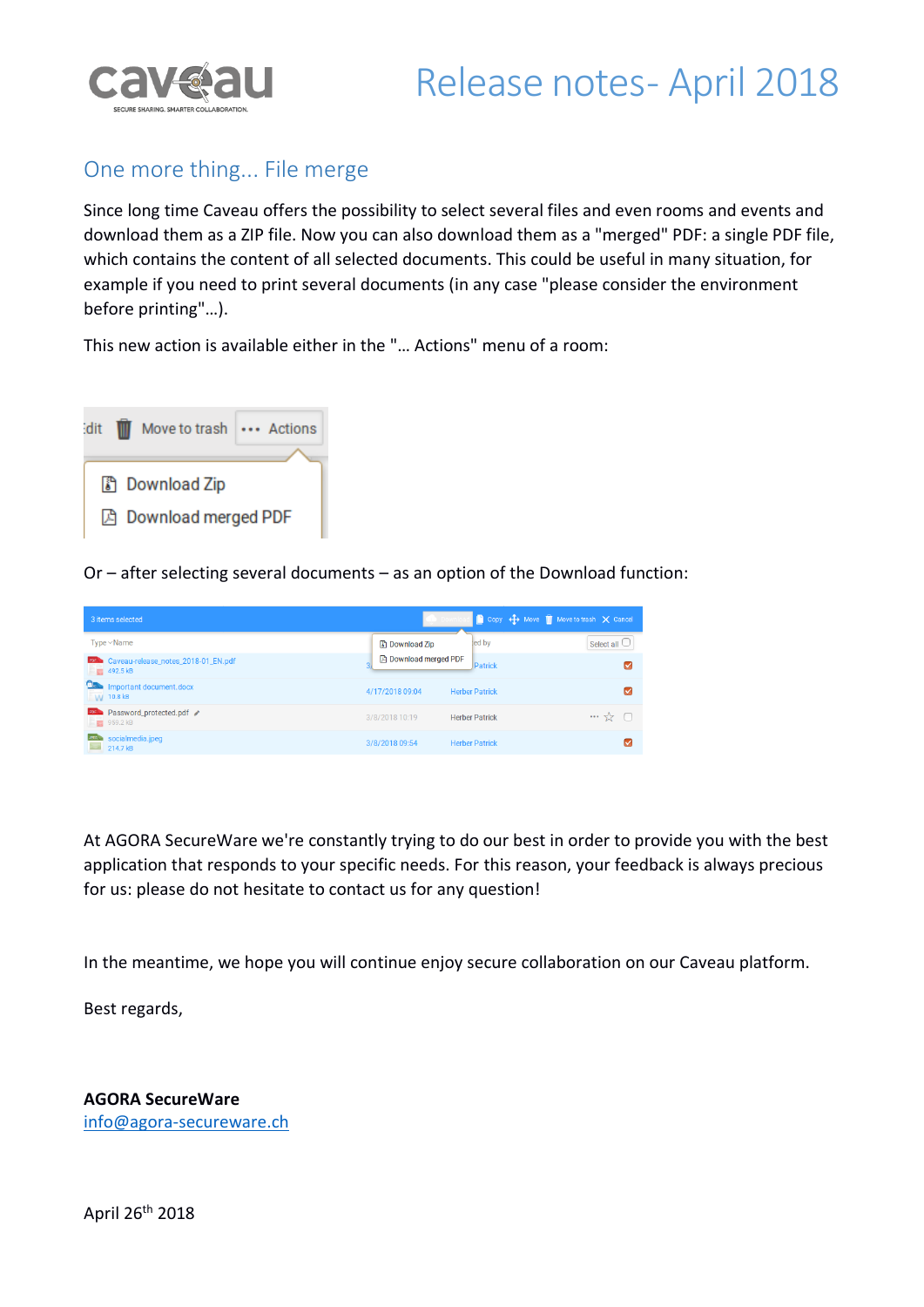## One more thing... File merge

Since long time Caveau offers the possibility to select several files and even rooms and events and download them as a ZIP file. Now you can also download them as a "merged" PDF: a single PDF file, which contains the content of all selected documents. This could be useful in many situation, for example if you need to print several documents (in any case "please consider the environment before printing"...).

This new action is available either in the "... Actions" menu of a room:

Or – after selecting several documents – as an option of the Download function:

At AGORA SecureWare we're constantly trying to do our best in order to provide you with the best application that responds to your specific needs. For this reason, your feedback is always precious for us: please do not hesitate to contact us for any question!

In the meantime, we hope you will continue enjoy secure collaboration on our Caveau platform.

Best regards,

**AGORA SecureWare**
info@agora-secureware.ch

April 26th 2018